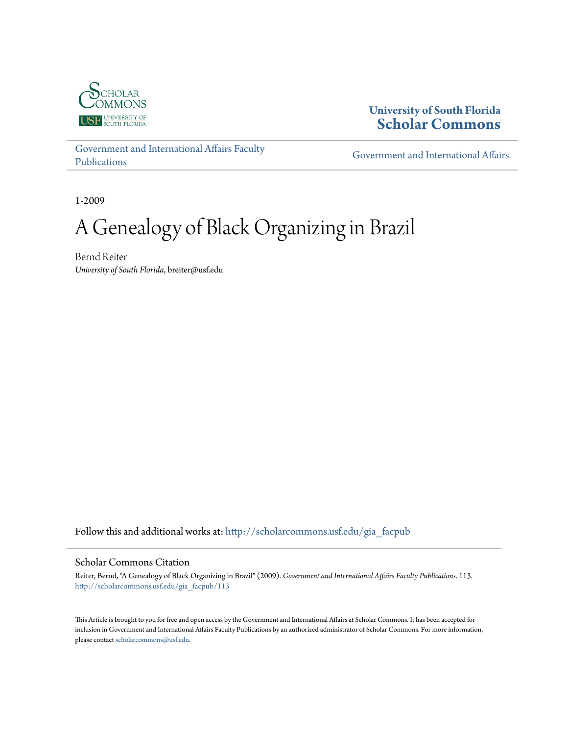University of South Florida
**Scholar Commons**

Government and International Affairs Faculty Publications

Government and International Affairs

1-2009

# A Genealogy of Black Organizing in Brazil

Bernd Reiter
*University of South Florida*, breiter@usf.edu

Follow this and additional works at: http://scholarcommons.usf.edu/gia_facpub

## Scholar Commons Citation

Reiter, Bernd, "A Genealogy of Black Organizing in Brazil" (2009). *Government and International Affairs Faculty Publications*. 113.
http://scholarcommons.usf.edu/gia_facpub/113

This Article is brought to you for free and open access by the Government and International Affairs at Scholar Commons. It has been accepted for inclusion in Government and International Affairs Faculty Publications by an authorized administrator of Scholar Commons. For more information, please contact scholarcommons@usf.edu.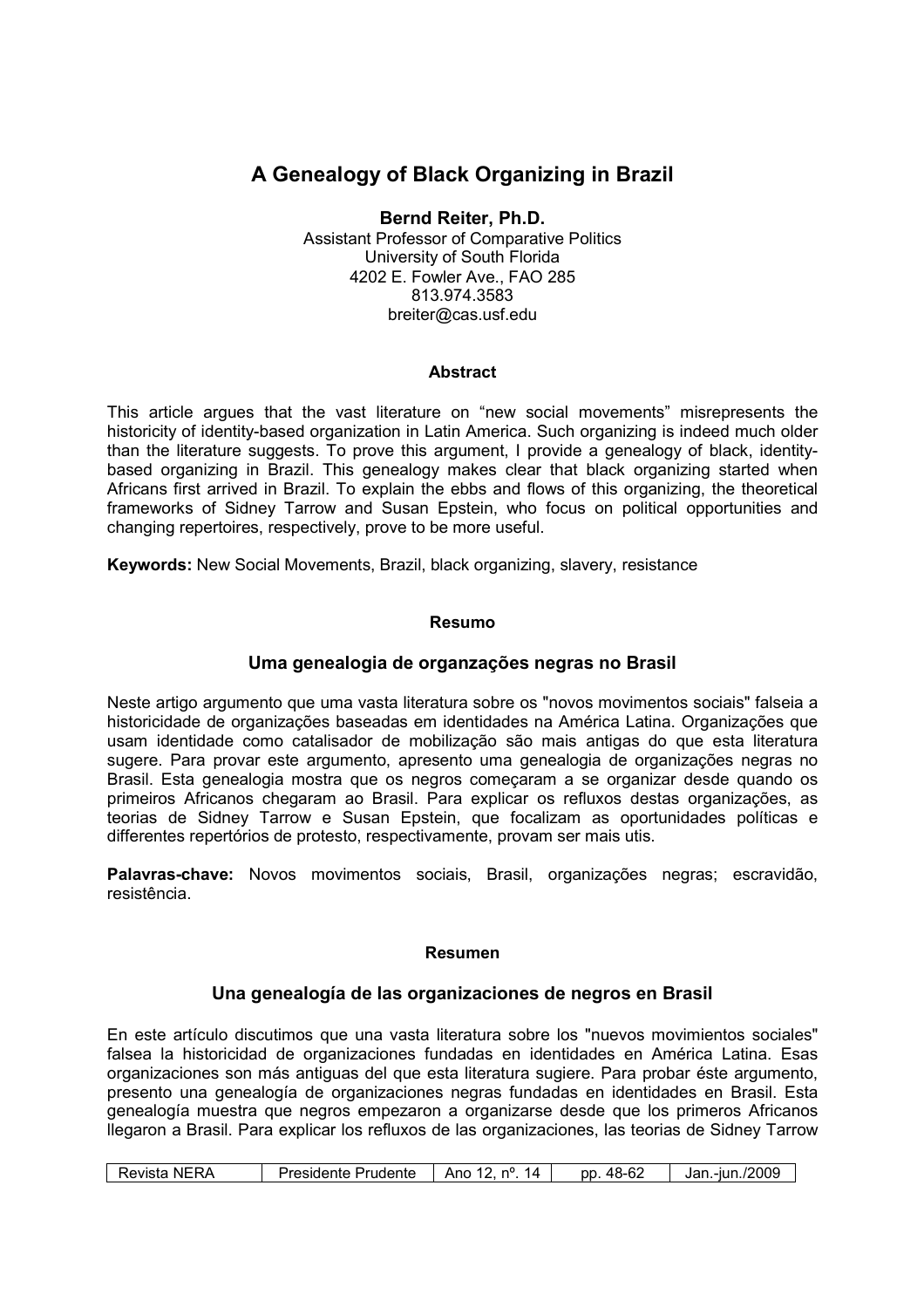# A Genealogy of Black Organizing in Brazil

**Bernd Reiter, Ph.D.**
Assistant Professor of Comparative Politics
University of South Florida
4202 E. Fowler Ave., FAO 285
813.974.3583
breiter@cas.usf.edu

#### Abstract

This article argues that the vast literature on "new social movements" misrepresents the historicity of identity-based organization in Latin America. Such organizing is indeed much older than the literature suggests. To prove this argument, I provide a genealogy of black, identity-based organizing in Brazil. This genealogy makes clear that black organizing started when Africans first arrived in Brazil. To explain the ebbs and flows of this organizing, the theoretical frameworks of Sidney Tarrow and Susan Epstein, who focus on political opportunities and changing repertoires, respectively, prove to be more useful.

**Keywords:** New Social Movements, Brazil, black organizing, slavery, resistance

#### Resumo

### Uma genealogia de organzações negras no Brasil

Neste artigo argumento que uma vasta literatura sobre os "novos movimentos sociais" falseia a historicidade de organizações baseadas em identidades na América Latina. Organizações que usam identidade como catalisador de mobilização são mais antigas do que esta literatura sugere. Para provar este argumento, apresento uma genealogia de organizações negras no Brasil. Esta genealogia mostra que os negros começaram a se organizar desde quando os primeiros Africanos chegaram ao Brasil. Para explicar os refluxos destas organizações, as teorias de Sidney Tarrow e Susan Epstein, que focalizam as oportunidades políticas e differentes repertórios de protesto, respectivamente, provam ser mais utis.

**Palavras-chave:** Novos movimentos sociais, Brasil, organizações negras; escravidão, resistência.

#### Resumen

### Una genealogía de las organizaciones de negros en Brasil

En este artículo discutimos que una vasta literatura sobre los "nuevos movimientos sociales" falsea la historicidad de organizaciones fundadas en identidades en América Latina. Esas organizaciones son más antiguas del que esta literatura sugiere. Para probar éste argumento, presento una genealogía de organizaciones negras fundadas en identidades en Brasil. Esta genealogía muestra que negros empezaron a organizarse desde que los primeros Africanos llegaron a Brasil. Para explicar los refluxos de las organizaciones, las teorias de Sidney Tarrow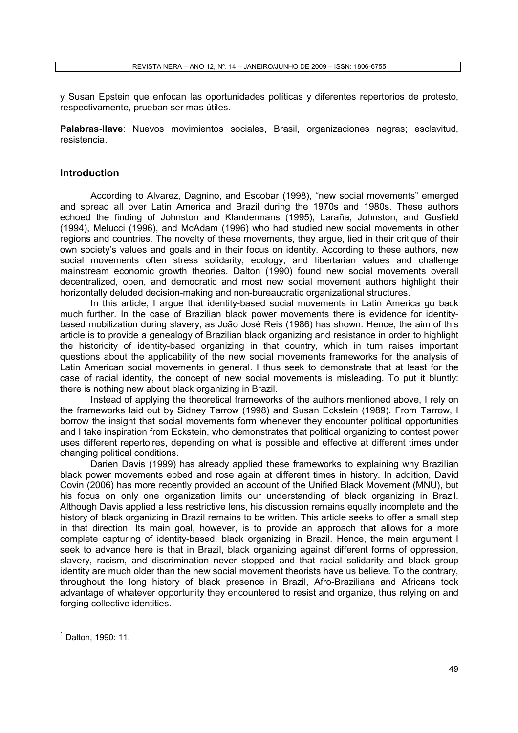y Susan Epstein que enfocan las oportunidades políticas y diferentes repertorios de protesto, respectivamente, prueban ser mas útiles.

**Palabras-llave**: Nuevos movimientos sociales, Brasil, organizaciones negras; esclavitud, resistencia.

## Introduction

According to Alvarez, Dagnino, and Escobar (1998), "new social movements" emerged and spread all over Latin America and Brazil during the 1970s and 1980s. These authors echoed the finding of Johnston and Klandermans (1995), Laraña, Johnston, and Gusfield (1994), Melucci (1996), and McAdam (1996) who had studied new social movements in other regions and countries. The novelty of these movements, they argue, lied in their critique of their own society's values and goals and in their focus on identity. According to these authors, new social movements often stress solidarity, ecology, and libertarian values and challenge mainstream economic growth theories. Dalton (1990) found new social movements overall decentralized, open, and democratic and most new social movement authors highlight their horizontally deluded decision-making and non-bureaucratic organizational structures.[1]

In this article, I argue that identity-based social movements in Latin America go back much further. In the case of Brazilian black power movements there is evidence for identity-based mobilization during slavery, as João José Reis (1986) has shown. Hence, the aim of this article is to provide a genealogy of Brazilian black organizing and resistance in order to highlight the historicity of identity-based organizing in that country, which in turn raises important questions about the applicability of the new social movements frameworks for the analysis of Latin American social movements in general. I thus seek to demonstrate that at least for the case of racial identity, the concept of new social movements is misleading. To put it bluntly: there is nothing new about black organizing in Brazil.

Instead of applying the theoretical frameworks of the authors mentioned above, I rely on the frameworks laid out by Sidney Tarrow (1998) and Susan Eckstein (1989). From Tarrow, I borrow the insight that social movements form whenever they encounter political opportunities and I take inspiration from Eckstein, who demonstrates that political organizing to contest power uses different repertoires, depending on what is possible and effective at different times under changing political conditions.

Darien Davis (1999) has already applied these frameworks to explaining why Brazilian black power movements ebbed and rose again at different times in history. In addition, David Covin (2006) has more recently provided an account of the Unified Black Movement (MNU), but his focus on only one organization limits our understanding of black organizing in Brazil. Although Davis applied a less restrictive lens, his discussion remains equally incomplete and the history of black organizing in Brazil remains to be written. This article seeks to offer a small step in that direction. Its main goal, however, is to provide an approach that allows for a more complete capturing of identity-based, black organizing in Brazil. Hence, the main argument I seek to advance here is that in Brazil, black organizing against different forms of oppression, slavery, racism, and discrimination never stopped and that racial solidarity and black group identity are much older than the new social movement theorists have us believe. To the contrary, throughout the long history of black presence in Brazil, Afro-Brazilians and Africans took advantage of whatever opportunity they encountered to resist and organize, thus relying on and forging collective identities.

---

[1] Dalton, 1990: 11.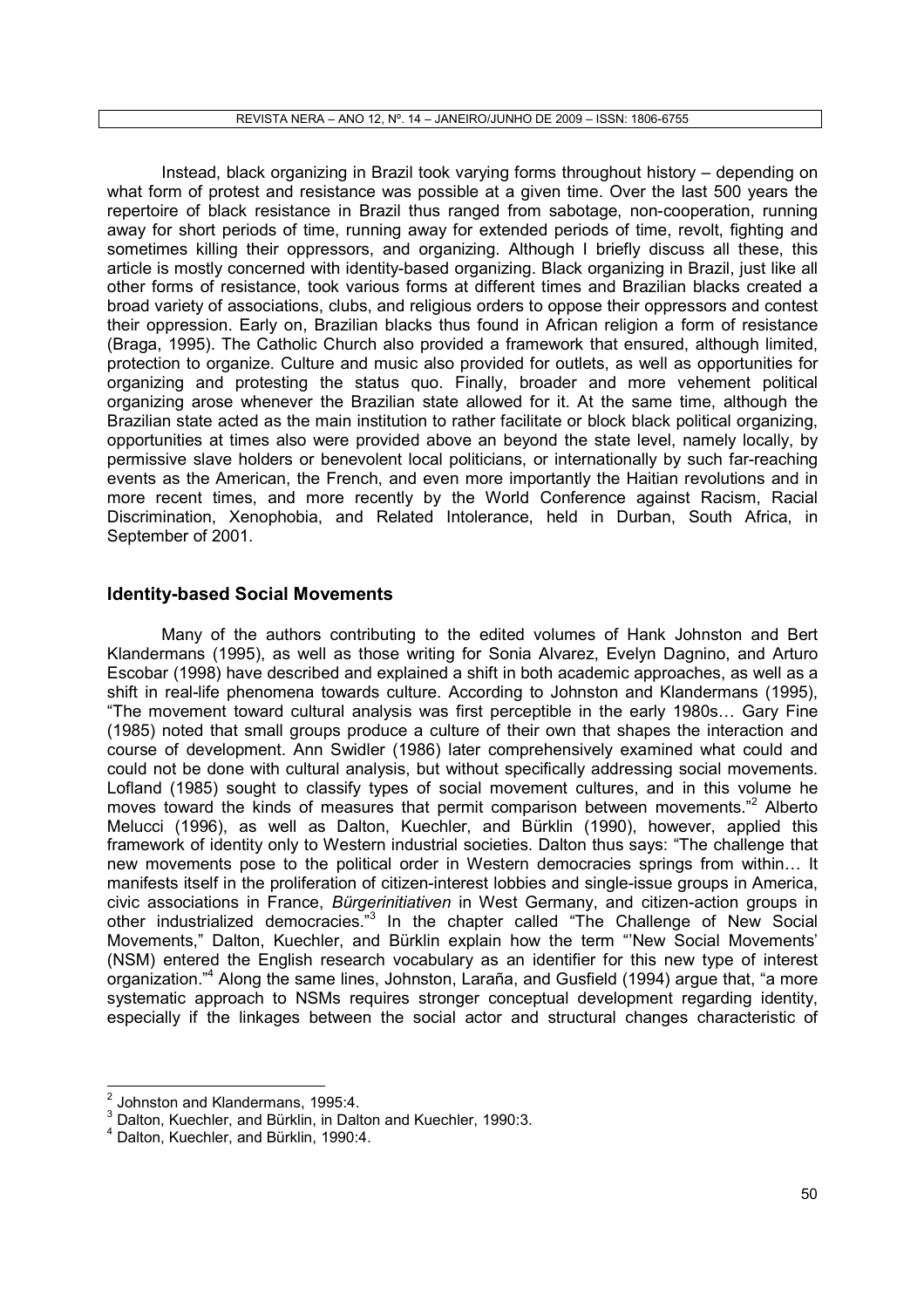Instead, black organizing in Brazil took varying forms throughout history – depending on what form of protest and resistance was possible at a given time. Over the last 500 years the repertoire of black resistance in Brazil thus ranged from sabotage, non-cooperation, running away for short periods of time, running away for extended periods of time, revolt, fighting and sometimes killing their oppressors, and organizing. Although I briefly discuss all these, this article is mostly concerned with identity-based organizing. Black organizing in Brazil, just like all other forms of resistance, took various forms at different times and Brazilian blacks created a broad variety of associations, clubs, and religious orders to oppose their oppressors and contest their oppression. Early on, Brazilian blacks thus found in African religion a form of resistance (Braga, 1995). The Catholic Church also provided a framework that ensured, although limited, protection to organize. Culture and music also provided for outlets, as well as opportunities for organizing and protesting the status quo. Finally, broader and more vehement political organizing arose whenever the Brazilian state allowed for it. At the same time, although the Brazilian state acted as the main institution to rather facilitate or block black political organizing, opportunities at times also were provided above an beyond the state level, namely locally, by permissive slave holders or benevolent local politicians, or internationally by such far-reaching events as the American, the French, and even more importantly the Haitian revolutions and in more recent times, and more recently by the World Conference against Racism, Racial Discrimination, Xenophobia, and Related Intolerance, held in Durban, South Africa, in September of 2001.

## Identity-based Social Movements

Many of the authors contributing to the edited volumes of Hank Johnston and Bert Klandermans (1995), as well as those writing for Sonia Alvarez, Evelyn Dagnino, and Arturo Escobar (1998) have described and explained a shift in both academic approaches, as well as a shift in real-life phenomena towards culture. According to Johnston and Klandermans (1995), "The movement toward cultural analysis was first perceptible in the early 1980s… Gary Fine (1985) noted that small groups produce a culture of their own that shapes the interaction and course of development. Ann Swidler (1986) later comprehensively examined what could and could not be done with cultural analysis, but without specifically addressing social movements. Lofland (1985) sought to classify types of social movement cultures, and in this volume he moves toward the kinds of measures that permit comparison between movements."[2] Alberto Melucci (1996), as well as Dalton, Kuechler, and Bürklin (1990), however, applied this framework of identity only to Western industrial societies. Dalton thus says: "The challenge that new movements pose to the political order in Western democracies springs from within… It manifests itself in the proliferation of citizen-interest lobbies and single-issue groups in America, civic associations in France, *Bürgerinitiativen* in West Germany, and citizen-action groups in other industrialized democracies."[3] In the chapter called "The Challenge of New Social Movements," Dalton, Kuechler, and Bürklin explain how the term "'New Social Movements' (NSM) entered the English research vocabulary as an identifier for this new type of interest organization."[4] Along the same lines, Johnston, Laraña, and Gusfield (1994) argue that, "a more systematic approach to NSMs requires stronger conceptual development regarding identity, especially if the linkages between the social actor and structural changes characteristic of

---

[2] Johnston and Klandermans, 1995:4.
[3] Dalton, Kuechler, and Bürklin, in Dalton and Kuechler, 1990:3.
[4] Dalton, Kuechler, and Bürklin, 1990:4.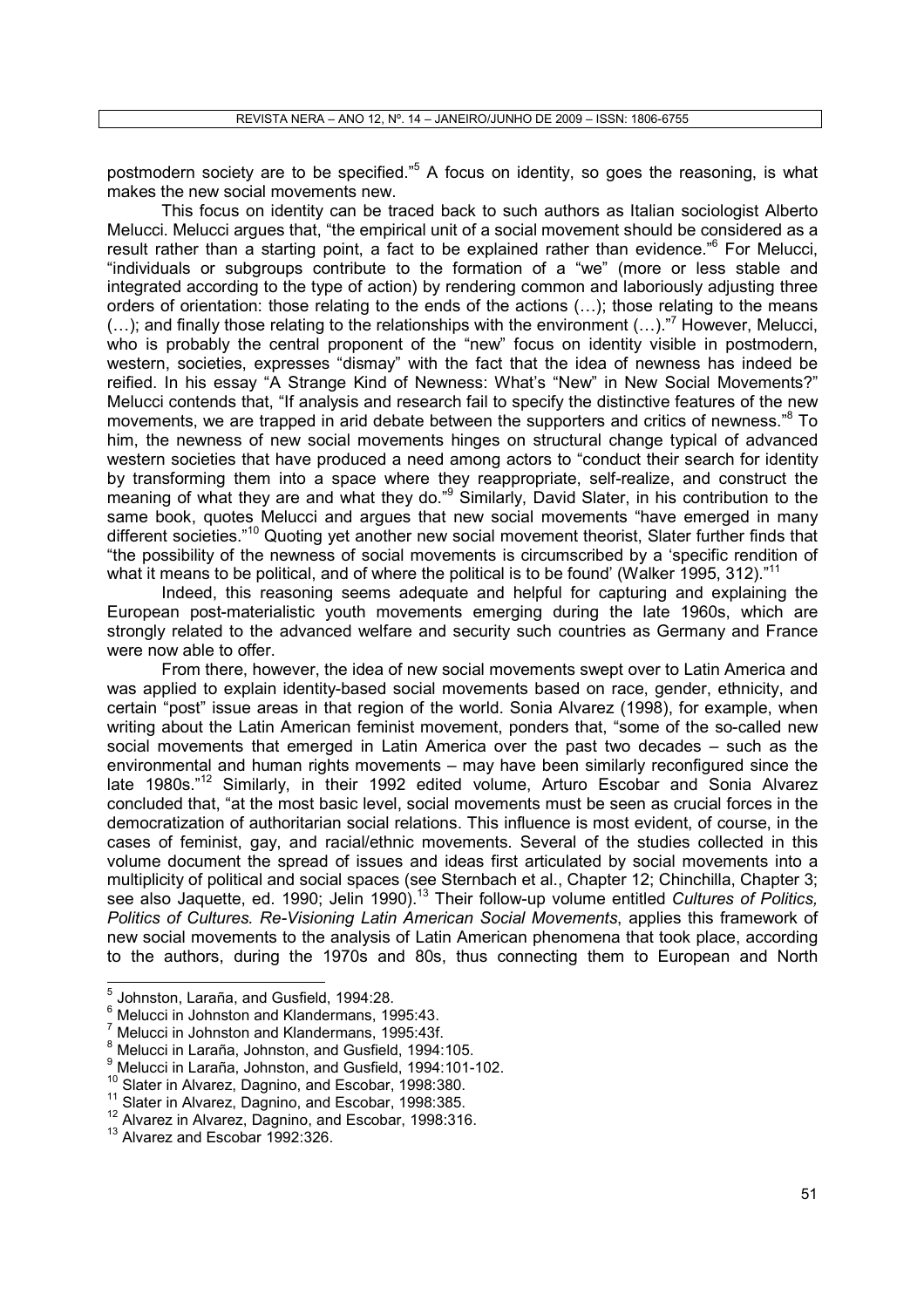postmodern society are to be specified."[5] A focus on identity, so goes the reasoning, is what makes the new social movements new.

This focus on identity can be traced back to such authors as Italian sociologist Alberto Melucci. Melucci argues that, "the empirical unit of a social movement should be considered as a result rather than a starting point, a fact to be explained rather than evidence."[6] For Melucci, "individuals or subgroups contribute to the formation of a "we" (more or less stable and integrated according to the type of action) by rendering common and laboriously adjusting three orders of orientation: those relating to the ends of the actions (…); those relating to the means (…); and finally those relating to the relationships with the environment (…)."[7] However, Melucci, who is probably the central proponent of the "new" focus on identity visible in postmodern, western, societies, expresses "dismay" with the fact that the idea of newness has indeed be reified. In his essay "A Strange Kind of Newness: What's "New" in New Social Movements?" Melucci contends that, "If analysis and research fail to specify the distinctive features of the new movements, we are trapped in arid debate between the supporters and critics of newness."[8] To him, the newness of new social movements hinges on structural change typical of advanced western societies that have produced a need among actors to "conduct their search for identity by transforming them into a space where they reappropriate, self-realize, and construct the meaning of what they are and what they do."[9] Similarly, David Slater, in his contribution to the same book, quotes Melucci and argues that new social movements "have emerged in many different societies."[10] Quoting yet another new social movement theorist, Slater further finds that "the possibility of the newness of social movements is circumscribed by a 'specific rendition of what it means to be political, and of where the political is to be found' (Walker 1995, 312)."[11]

Indeed, this reasoning seems adequate and helpful for capturing and explaining the European post-materialistic youth movements emerging during the late 1960s, which are strongly related to the advanced welfare and security such countries as Germany and France were now able to offer.

From there, however, the idea of new social movements swept over to Latin America and was applied to explain identity-based social movements based on race, gender, ethnicity, and certain "post" issue areas in that region of the world. Sonia Alvarez (1998), for example, when writing about the Latin American feminist movement, ponders that, "some of the so-called new social movements that emerged in Latin America over the past two decades – such as the environmental and human rights movements – may have been similarly reconfigured since the late 1980s."[12] Similarly, in their 1992 edited volume, Arturo Escobar and Sonia Alvarez concluded that, "at the most basic level, social movements must be seen as crucial forces in the democratization of authoritarian social relations. This influence is most evident, of course, in the cases of feminist, gay, and racial/ethnic movements. Several of the studies collected in this volume document the spread of issues and ideas first articulated by social movements into a multiplicity of political and social spaces (see Sternbach et al., Chapter 12; Chinchilla, Chapter 3; see also Jaquette, ed. 1990; Jelin 1990).[13] Their follow-up volume entitled *Cultures of Politics, Politics of Cultures. Re-Visioning Latin American Social Movements*, applies this framework of new social movements to the analysis of Latin American phenomena that took place, according to the authors, during the 1970s and 80s, thus connecting them to European and North

---

[5] Johnston, Laraña, and Gusfield, 1994:28.
[6] Melucci in Johnston and Klandermans, 1995:43.
[7] Melucci in Johnston and Klandermans, 1995:43f.
[8] Melucci in Laraña, Johnston, and Gusfield, 1994:105.
[9] Melucci in Laraña, Johnston, and Gusfield, 1994:101-102.
[10] Slater in Alvarez, Dagnino, and Escobar, 1998:380.
[11] Slater in Alvarez, Dagnino, and Escobar, 1998:385.
[12] Alvarez in Alvarez, Dagnino, and Escobar, 1998:316.
[13] Alvarez and Escobar 1992:326.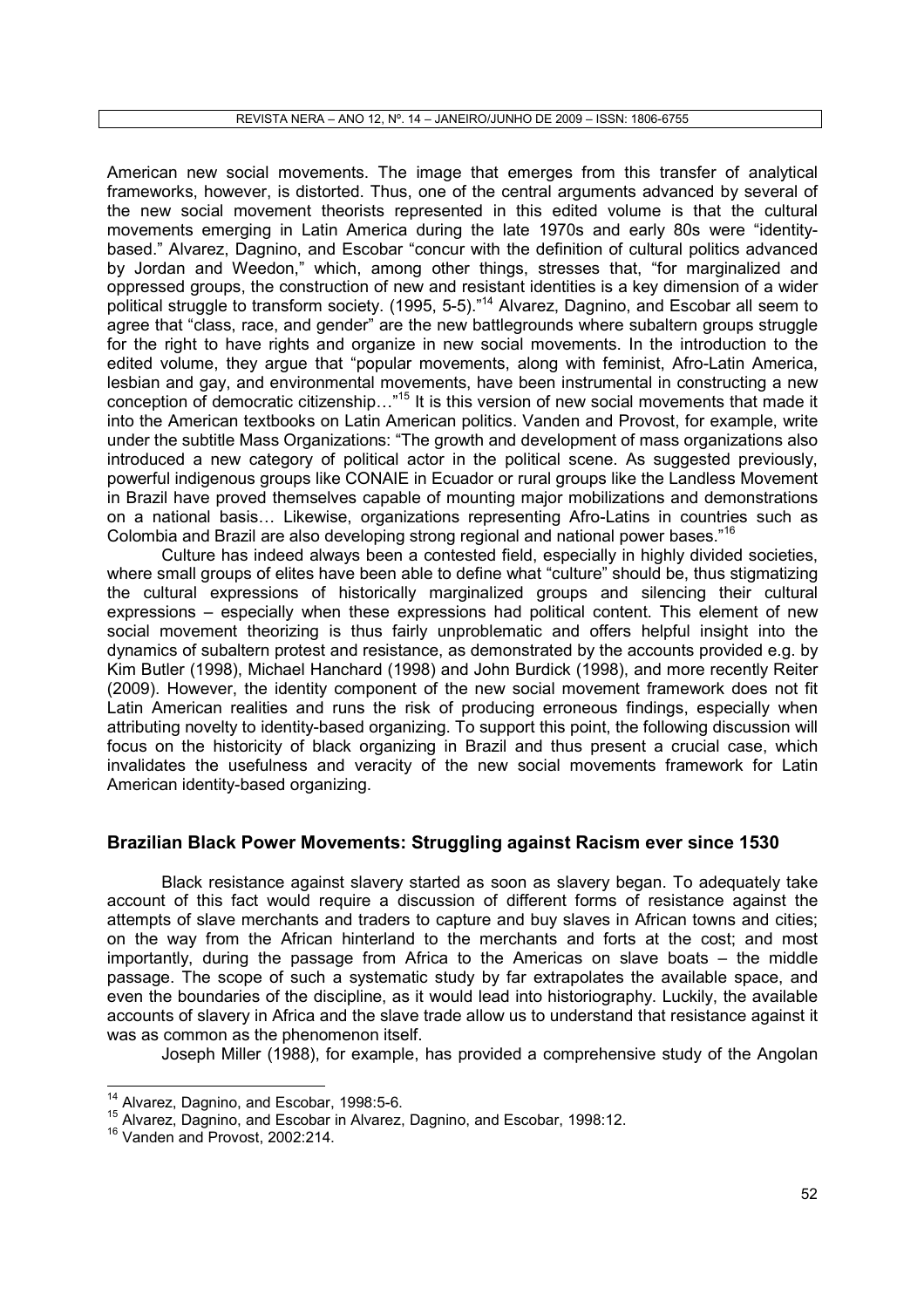American new social movements. The image that emerges from this transfer of analytical frameworks, however, is distorted. Thus, one of the central arguments advanced by several of the new social movement theorists represented in this edited volume is that the cultural movements emerging in Latin America during the late 1970s and early 80s were "identity-based." Alvarez, Dagnino, and Escobar "concur with the definition of cultural politics advanced by Jordan and Weedon," which, among other things, stresses that, "for marginalized and oppressed groups, the construction of new and resistant identities is a key dimension of a wider political struggle to transform society. (1995, 5-5)."[14] Alvarez, Dagnino, and Escobar all seem to agree that "class, race, and gender" are the new battlegrounds where subaltern groups struggle for the right to have rights and organize in new social movements. In the introduction to the edited volume, they argue that "popular movements, along with feminist, Afro-Latin America, lesbian and gay, and environmental movements, have been instrumental in constructing a new conception of democratic citizenship…"[15] It is this version of new social movements that made it into the American textbooks on Latin American politics. Vanden and Provost, for example, write under the subtitle Mass Organizations: "The growth and development of mass organizations also introduced a new category of political actor in the political scene. As suggested previously, powerful indigenous groups like CONAIE in Ecuador or rural groups like the Landless Movement in Brazil have proved themselves capable of mounting major mobilizations and demonstrations on a national basis… Likewise, organizations representing Afro-Latins in countries such as Colombia and Brazil are also developing strong regional and national power bases."[16]

Culture has indeed always been a contested field, especially in highly divided societies, where small groups of elites have been able to define what "culture" should be, thus stigmatizing the cultural expressions of historically marginalized groups and silencing their cultural expressions – especially when these expressions had political content. This element of new social movement theorizing is thus fairly unproblematic and offers helpful insight into the dynamics of subaltern protest and resistance, as demonstrated by the accounts provided e.g. by Kim Butler (1998), Michael Hanchard (1998) and John Burdick (1998), and more recently Reiter (2009). However, the identity component of the new social movement framework does not fit Latin American realities and runs the risk of producing erroneous findings, especially when attributing novelty to identity-based organizing. To support this point, the following discussion will focus on the historicity of black organizing in Brazil and thus present a crucial case, which invalidates the usefulness and veracity of the new social movements framework for Latin American identity-based organizing.

## Brazilian Black Power Movements: Struggling against Racism ever since 1530

Black resistance against slavery started as soon as slavery began. To adequately take account of this fact would require a discussion of different forms of resistance against the attempts of slave merchants and traders to capture and buy slaves in African towns and cities; on the way from the African hinterland to the merchants and forts at the cost; and most importantly, during the passage from Africa to the Americas on slave boats – the middle passage. The scope of such a systematic study by far extrapolates the available space, and even the boundaries of the discipline, as it would lead into historiography. Luckily, the available accounts of slavery in Africa and the slave trade allow us to understand that resistance against it was as common as the phenomenon itself.

Joseph Miller (1988), for example, has provided a comprehensive study of the Angolan

---

[14] Alvarez, Dagnino, and Escobar, 1998:5-6.

[15] Alvarez, Dagnino, and Escobar in Alvarez, Dagnino, and Escobar, 1998:12.

[16] Vanden and Provost, 2002:214.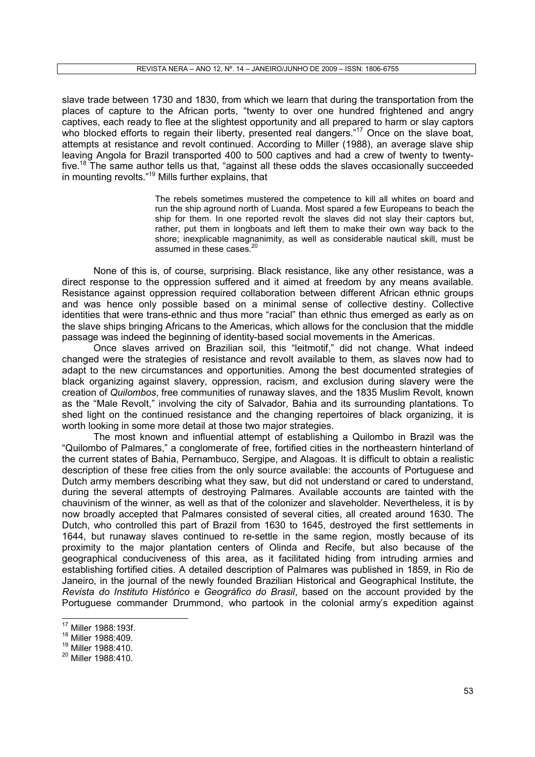slave trade between 1730 and 1830, from which we learn that during the transportation from the places of capture to the African ports, "twenty to over one hundred frightened and angry captives, each ready to flee at the slightest opportunity and all prepared to harm or slay captors who blocked efforts to regain their liberty, presented real dangers."[17] Once on the slave boat, attempts at resistance and revolt continued. According to Miller (1988), an average slave ship leaving Angola for Brazil transported 400 to 500 captives and had a crew of twenty to twenty-five.[18] The same author tells us that, "against all these odds the slaves occasionally succeeded in mounting revolts."[19] Mills further explains, that

> The rebels sometimes mustered the competence to kill all whites on board and run the ship aground north of Luanda. Most spared a few Europeans to beach the ship for them. In one reported revolt the slaves did not slay their captors but, rather, put them in longboats and left them to make their own way back to the shore; inexplicable magnanimity, as well as considerable nautical skill, must be assumed in these cases.[20]

None of this is, of course, surprising. Black resistance, like any other resistance, was a direct response to the oppression suffered and it aimed at freedom by any means available. Resistance against oppression required collaboration between different African ethnic groups and was hence only possible based on a minimal sense of collective destiny. Collective identities that were trans-ethnic and thus more "racial" than ethnic thus emerged as early as on the slave ships bringing Africans to the Americas, which allows for the conclusion that the middle passage was indeed the beginning of identity-based social movements in the Americas.

Once slaves arrived on Brazilian soil, this "leitmotif," did not change. What indeed changed were the strategies of resistance and revolt available to them, as slaves now had to adapt to the new circumstances and opportunities. Among the best documented strategies of black organizing against slavery, oppression, racism, and exclusion during slavery were the creation of *Quilombos*, free communities of runaway slaves, and the 1835 Muslim Revolt, known as the "Male Revolt," involving the city of Salvador, Bahia and its surrounding plantations. To shed light on the continued resistance and the changing repertoires of black organizing, it is worth looking in some more detail at those two major strategies.

The most known and influential attempt of establishing a Quilombo in Brazil was the "Quilombo of Palmares," a conglomerate of free, fortified cities in the northeastern hinterland of the current states of Bahia, Pernambuco, Sergipe, and Alagoas. It is difficult to obtain a realistic description of these free cities from the only source available: the accounts of Portuguese and Dutch army members describing what they saw, but did not understand or cared to understand, during the several attempts of destroying Palmares. Available accounts are tainted with the chauvinism of the winner, as well as that of the colonizer and slaveholder. Nevertheless, it is by now broadly accepted that Palmares consisted of several cities, all created around 1630. The Dutch, who controlled this part of Brazil from 1630 to 1645, destroyed the first settlements in 1644, but runaway slaves continued to re-settle in the same region, mostly because of its proximity to the major plantation centers of Olinda and Recife, but also because of the geographical conduciveness of this area, as it facilitated hiding from intruding armies and establishing fortified cities. A detailed description of Palmares was published in 1859, in Rio de Janeiro, in the journal of the newly founded Brazilian Historical and Geographical Institute, the *Revista do Instituto Histórico e Geográfico do Brasil*, based on the account provided by the Portuguese commander Drummond, who partook in the colonial army's expedition against

---

[17] Miller 1988:193f.

[18] Miller 1988:409.

[19] Miller 1988:410.

[20] Miller 1988:410.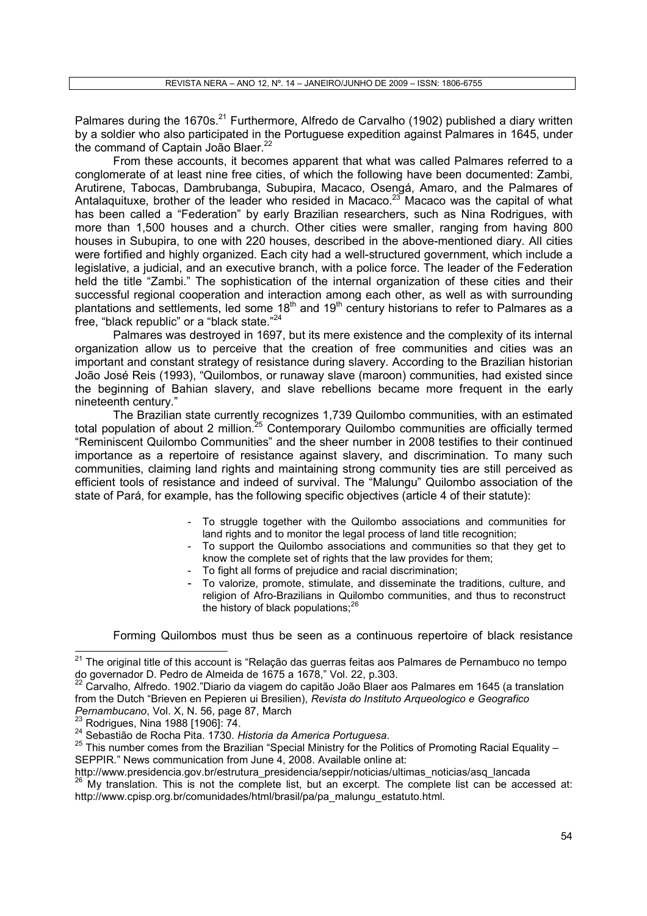Palmares during the 1670s.[21] Furthermore, Alfredo de Carvalho (1902) published a diary written by a soldier who also participated in the Portuguese expedition against Palmares in 1645, under the command of Captain João Blaer.[22]

From these accounts, it becomes apparent that what was called Palmares referred to a conglomerate of at least nine free cities, of which the following have been documented: Zambi, Arutirene, Tabocas, Dambrubanga, Subupira, Macaco, Osengá, Amaro, and the Palmares of Antalaquituxe, brother of the leader who resided in Macaco.[23] Macaco was the capital of what has been called a "Federation" by early Brazilian researchers, such as Nina Rodrigues, with more than 1,500 houses and a church. Other cities were smaller, ranging from having 800 houses in Subupira, to one with 220 houses, described in the above-mentioned diary. All cities were fortified and highly organized. Each city had a well-structured government, which include a legislative, a judicial, and an executive branch, with a police force. The leader of the Federation held the title "Zambi." The sophistication of the internal organization of these cities and their successful regional cooperation and interaction among each other, as well as with surrounding plantations and settlements, led some 18th and 19th century historians to refer to Palmares as a free, "black republic" or a "black state."[24]

Palmares was destroyed in 1697, but its mere existence and the complexity of its internal organization allow us to perceive that the creation of free communities and cities was an important and constant strategy of resistance during slavery. According to the Brazilian historian João José Reis (1993), "Quilombos, or runaway slave (maroon) communities, had existed since the beginning of Bahian slavery, and slave rebellions became more frequent in the early nineteenth century."

The Brazilian state currently recognizes 1,739 Quilombo communities, with an estimated total population of about 2 million.[25] Contemporary Quilombo communities are officially termed "Reminiscent Quilombo Communities" and the sheer number in 2008 testifies to their continued importance as a repertoire of resistance against slavery, and discrimination. To many such communities, claiming land rights and maintaining strong community ties are still perceived as efficient tools of resistance and indeed of survival. The "Malungu" Quilombo association of the state of Pará, for example, has the following specific objectives (article 4 of their statute):

- To struggle together with the Quilombo associations and communities for land rights and to monitor the legal process of land title recognition;
- To support the Quilombo associations and communities so that they get to know the complete set of rights that the law provides for them;
- To fight all forms of prejudice and racial discrimination;
- To valorize, promote, stimulate, and disseminate the traditions, culture, and religion of Afro-Brazilians in Quilombo communities, and thus to reconstruct the history of black populations;[26]

Forming Quilombos must thus be seen as a continuous repertoire of black resistance

---

[21] The original title of this account is "Relação das guerras feitas aos Palmares de Pernambuco no tempo do governador D. Pedro de Almeida de 1675 a 1678," Vol. 22, p.303.

[22] Carvalho, Alfredo. 1902."Diario da viagem do capitão João Blaer aos Palmares em 1645 (a translation from the Dutch "Brieven en Pepieren ui Bresilien), *Revista do Instituto Arqueologico e Geografico Pernambucano*, Vol. X, N. 56, page 87, March

[23] Rodrigues, Nina 1988 [1906]: 74.

[24] Sebastião de Rocha Pita. 1730. *Historia da America Portuguesa*.

[25] This number comes from the Brazilian "Special Ministry for the Politics of Promoting Racial Equality – SEPPIR." News communication from June 4, 2008. Available online at: http://www.presidencia.gov.br/estrutura_presidencia/seppir/noticias/ultimas_noticias/asq_lancada

[26] My translation. This is not the complete list, but an excerpt. The complete list can be accessed at: http://www.cpisp.org.br/comunidades/html/brasil/pa/pa_malungu_estatuto.html.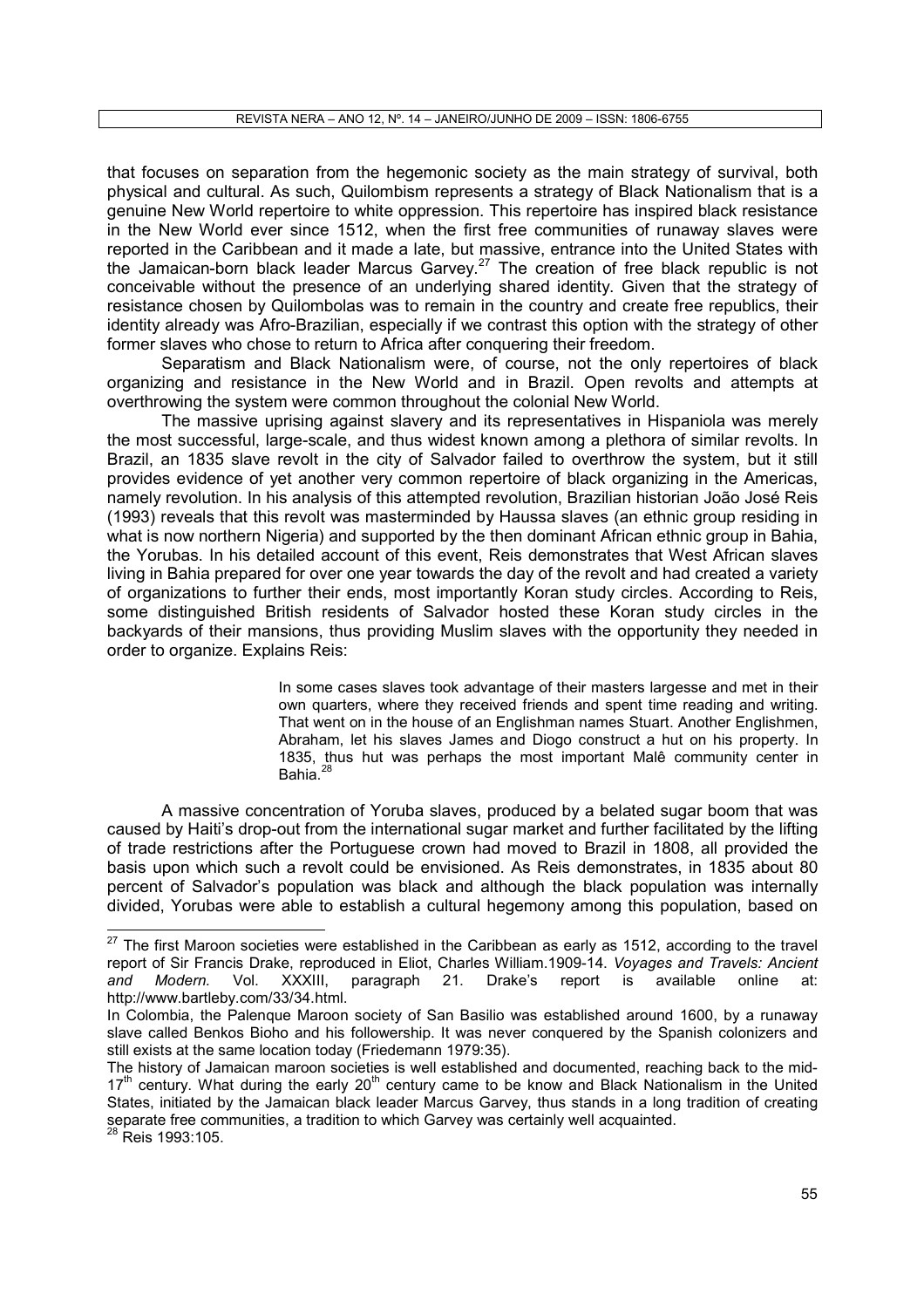that focuses on separation from the hegemonic society as the main strategy of survival, both physical and cultural. As such, Quilombism represents a strategy of Black Nationalism that is a genuine New World repertoire to white oppression. This repertoire has inspired black resistance in the New World ever since 1512, when the first free communities of runaway slaves were reported in the Caribbean and it made a late, but massive, entrance into the United States with the Jamaican-born black leader Marcus Garvey.[27] The creation of free black republic is not conceivable without the presence of an underlying shared identity. Given that the strategy of resistance chosen by Quilombolas was to remain in the country and create free republics, their identity already was Afro-Brazilian, especially if we contrast this option with the strategy of other former slaves who chose to return to Africa after conquering their freedom.

Separatism and Black Nationalism were, of course, not the only repertoires of black organizing and resistance in the New World and in Brazil. Open revolts and attempts at overthrowing the system were common throughout the colonial New World.

The massive uprising against slavery and its representatives in Hispaniola was merely the most successful, large-scale, and thus widest known among a plethora of similar revolts. In Brazil, an 1835 slave revolt in the city of Salvador failed to overthrow the system, but it still provides evidence of yet another very common repertoire of black organizing in the Americas, namely revolution. In his analysis of this attempted revolution, Brazilian historian João José Reis (1993) reveals that this revolt was masterminded by Haussa slaves (an ethnic group residing in what is now northern Nigeria) and supported by the then dominant African ethnic group in Bahia, the Yorubas. In his detailed account of this event, Reis demonstrates that West African slaves living in Bahia prepared for over one year towards the day of the revolt and had created a variety of organizations to further their ends, most importantly Koran study circles. According to Reis, some distinguished British residents of Salvador hosted these Koran study circles in the backyards of their mansions, thus providing Muslim slaves with the opportunity they needed in order to organize. Explains Reis:

> In some cases slaves took advantage of their masters largesse and met in their own quarters, where they received friends and spent time reading and writing. That went on in the house of an Englishman names Stuart. Another Englishmen, Abraham, let his slaves James and Diogo construct a hut on his property. In 1835, thus hut was perhaps the most important Malê community center in Bahia.[28]

A massive concentration of Yoruba slaves, produced by a belated sugar boom that was caused by Haiti's drop-out from the international sugar market and further facilitated by the lifting of trade restrictions after the Portuguese crown had moved to Brazil in 1808, all provided the basis upon which such a revolt could be envisioned. As Reis demonstrates, in 1835 about 80 percent of Salvador's population was black and although the black population was internally divided, Yorubas were able to establish a cultural hegemony among this population, based on

---

[27] The first Maroon societies were established in the Caribbean as early as 1512, according to the travel report of Sir Francis Drake, reproduced in Eliot, Charles William.1909-14. *Voyages and Travels: Ancient and Modern.* Vol. XXXIII, paragraph 21. Drake's report is available online at: http://www.bartleby.com/33/34.html.

In Colombia, the Palenque Maroon society of San Basilio was established around 1600, by a runaway slave called Benkos Bioho and his followership. It was never conquered by the Spanish colonizers and still exists at the same location today (Friedemann 1979:35).

The history of Jamaican maroon societies is well established and documented, reaching back to the mid-17th century. What during the early 20th century came to be know and Black Nationalism in the United States, initiated by the Jamaican black leader Marcus Garvey, thus stands in a long tradition of creating separate free communities, a tradition to which Garvey was certainly well acquainted.

[28] Reis 1993:105.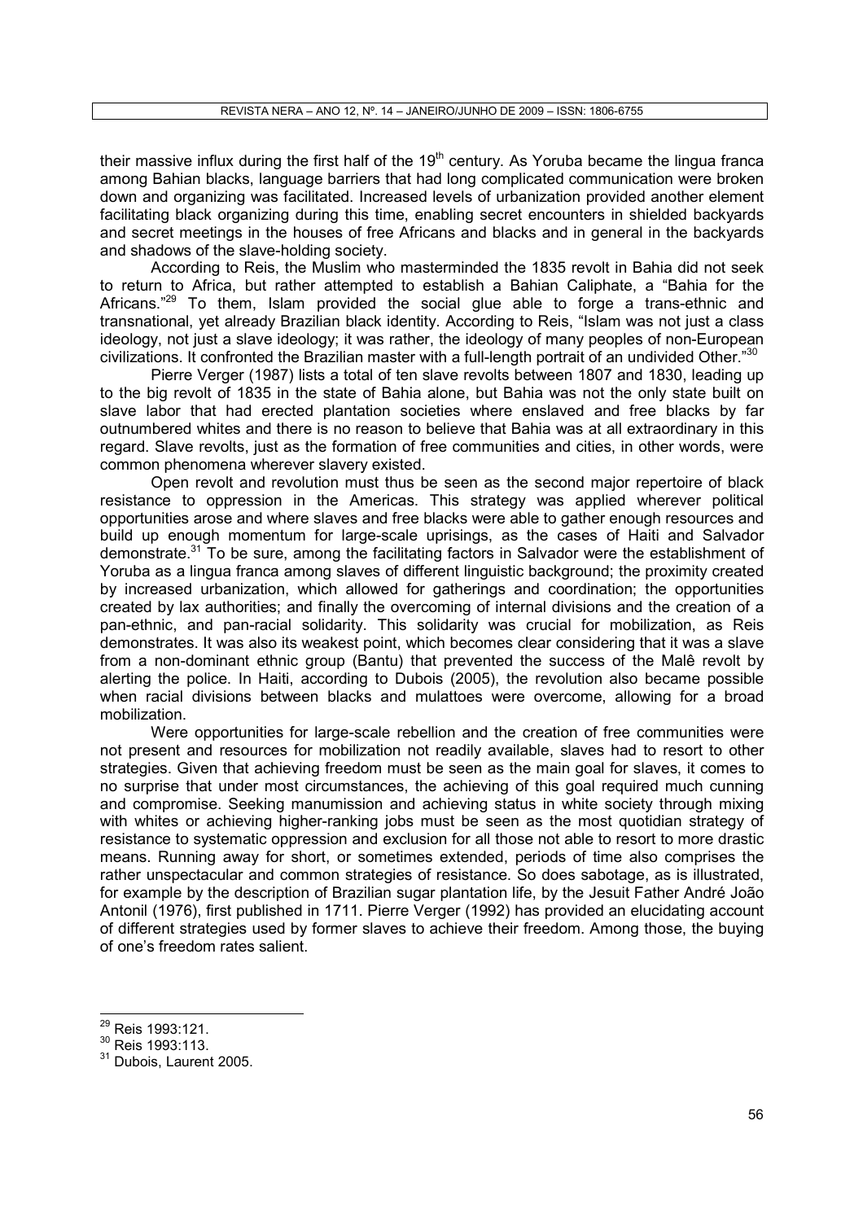their massive influx during the first half of the 19th century. As Yoruba became the lingua franca among Bahian blacks, language barriers that had long complicated communication were broken down and organizing was facilitated. Increased levels of urbanization provided another element facilitating black organizing during this time, enabling secret encounters in shielded backyards and secret meetings in the houses of free Africans and blacks and in general in the backyards and shadows of the slave-holding society.

According to Reis, the Muslim who masterminded the 1835 revolt in Bahia did not seek to return to Africa, but rather attempted to establish a Bahian Caliphate, a "Bahia for the Africans."[29] To them, Islam provided the social glue able to forge a trans-ethnic and transnational, yet already Brazilian black identity. According to Reis, "Islam was not just a class ideology, not just a slave ideology; it was rather, the ideology of many peoples of non-European civilizations. It confronted the Brazilian master with a full-length portrait of an undivided Other."[30]

Pierre Verger (1987) lists a total of ten slave revolts between 1807 and 1830, leading up to the big revolt of 1835 in the state of Bahia alone, but Bahia was not the only state built on slave labor that had erected plantation societies where enslaved and free blacks by far outnumbered whites and there is no reason to believe that Bahia was at all extraordinary in this regard. Slave revolts, just as the formation of free communities and cities, in other words, were common phenomena wherever slavery existed.

Open revolt and revolution must thus be seen as the second major repertoire of black resistance to oppression in the Americas. This strategy was applied wherever political opportunities arose and where slaves and free blacks were able to gather enough resources and build up enough momentum for large-scale uprisings, as the cases of Haiti and Salvador demonstrate.[31] To be sure, among the facilitating factors in Salvador were the establishment of Yoruba as a lingua franca among slaves of different linguistic background; the proximity created by increased urbanization, which allowed for gatherings and coordination; the opportunities created by lax authorities; and finally the overcoming of internal divisions and the creation of a pan-ethnic, and pan-racial solidarity. This solidarity was crucial for mobilization, as Reis demonstrates. It was also its weakest point, which becomes clear considering that it was a slave from a non-dominant ethnic group (Bantu) that prevented the success of the Malê revolt by alerting the police. In Haiti, according to Dubois (2005), the revolution also became possible when racial divisions between blacks and mulattoes were overcome, allowing for a broad mobilization.

Were opportunities for large-scale rebellion and the creation of free communities were not present and resources for mobilization not readily available, slaves had to resort to other strategies. Given that achieving freedom must be seen as the main goal for slaves, it comes to no surprise that under most circumstances, the achieving of this goal required much cunning and compromise. Seeking manumission and achieving status in white society through mixing with whites or achieving higher-ranking jobs must be seen as the most quotidian strategy of resistance to systematic oppression and exclusion for all those not able to resort to more drastic means. Running away for short, or sometimes extended, periods of time also comprises the rather unspectacular and common strategies of resistance. So does sabotage, as is illustrated, for example by the description of Brazilian sugar plantation life, by the Jesuit Father André João Antonil (1976), first published in 1711. Pierre Verger (1992) has provided an elucidating account of different strategies used by former slaves to achieve their freedom. Among those, the buying of one's freedom rates salient.

---

[29] Reis 1993:121.
[30] Reis 1993:113.
[31] Dubois, Laurent 2005.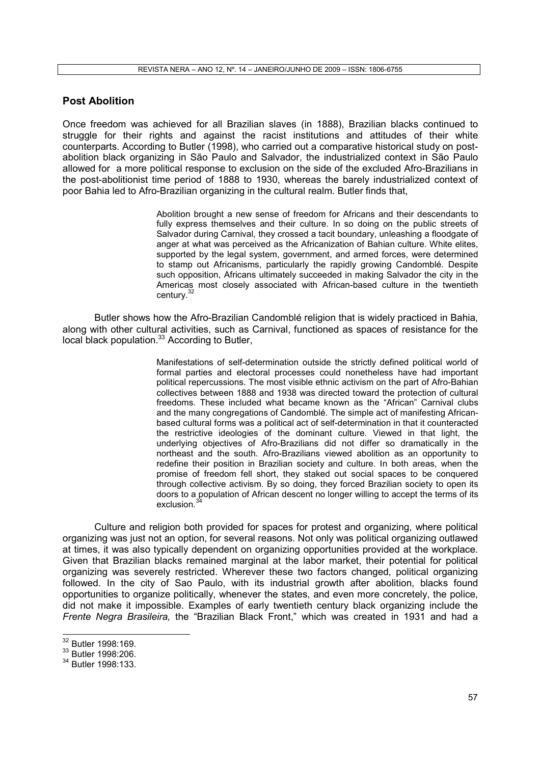## Post Abolition

Once freedom was achieved for all Brazilian slaves (in 1888), Brazilian blacks continued to struggle for their rights and against the racist institutions and attitudes of their white counterparts. According to Butler (1998), who carried out a comparative historical study on post-abolition black organizing in São Paulo and Salvador, the industrialized context in São Paulo allowed for a more political response to exclusion on the side of the excluded Afro-Brazilians in the post-abolitionist time period of 1888 to 1930, whereas the barely industrialized context of poor Bahia led to Afro-Brazilian organizing in the cultural realm. Butler finds that,

> Abolition brought a new sense of freedom for Africans and their descendants to fully express themselves and their culture. In so doing on the public streets of Salvador during Carnival, they crossed a tacit boundary, unleashing a floodgate of anger at what was perceived as the Africanization of Bahian culture. White elites, supported by the legal system, government, and armed forces, were determined to stamp out Africanisms, particularly the rapidly growing Candomblé. Despite such opposition, Africans ultimately succeeded in making Salvador the city in the Americas most closely associated with African-based culture in the twentieth century.[32]

Butler shows how the Afro-Brazilian Candomblé religion that is widely practiced in Bahia, along with other cultural activities, such as Carnival, functioned as spaces of resistance for the local black population.[33] According to Butler,

> Manifestations of self-determination outside the strictly defined political world of formal parties and electoral processes could nonetheless have had important political repercussions. The most visible ethnic activism on the part of Afro-Bahian collectives between 1888 and 1938 was directed toward the protection of cultural freedoms. These included what became known as the "African" Carnival clubs and the many congregations of Candomblé. The simple act of manifesting African-based cultural forms was a political act of self-determination in that it counteracted the restrictive ideologies of the dominant culture. Viewed in that light, the underlying objectives of Afro-Brazilians did not differ so dramatically in the northeast and the south. Afro-Brazilians viewed abolition as an opportunity to redefine their position in Brazilian society and culture. In both areas, when the promise of freedom fell short, they staked out social spaces to be conquered through collective activism. By so doing, they forced Brazilian society to open its doors to a population of African descent no longer willing to accept the terms of its exclusion.[34]

Culture and religion both provided for spaces for protest and organizing, where political organizing was just not an option, for several reasons. Not only was political organizing outlawed at times, it was also typically dependent on organizing opportunities provided at the workplace. Given that Brazilian blacks remained marginal at the labor market, their potential for political organizing was severely restricted. Wherever these two factors changed, political organizing followed. In the city of Sao Paulo, with its industrial growth after abolition, blacks found opportunities to organize politically, whenever the states, and even more concretely, the police, did not make it impossible. Examples of early twentieth century black organizing include the *Frente Negra Brasileira,* the "Brazilian Black Front," which was created in 1931 and had a

---

[32] Butler 1998:169.

[33] Butler 1998:206.

[34] Butler 1998:133.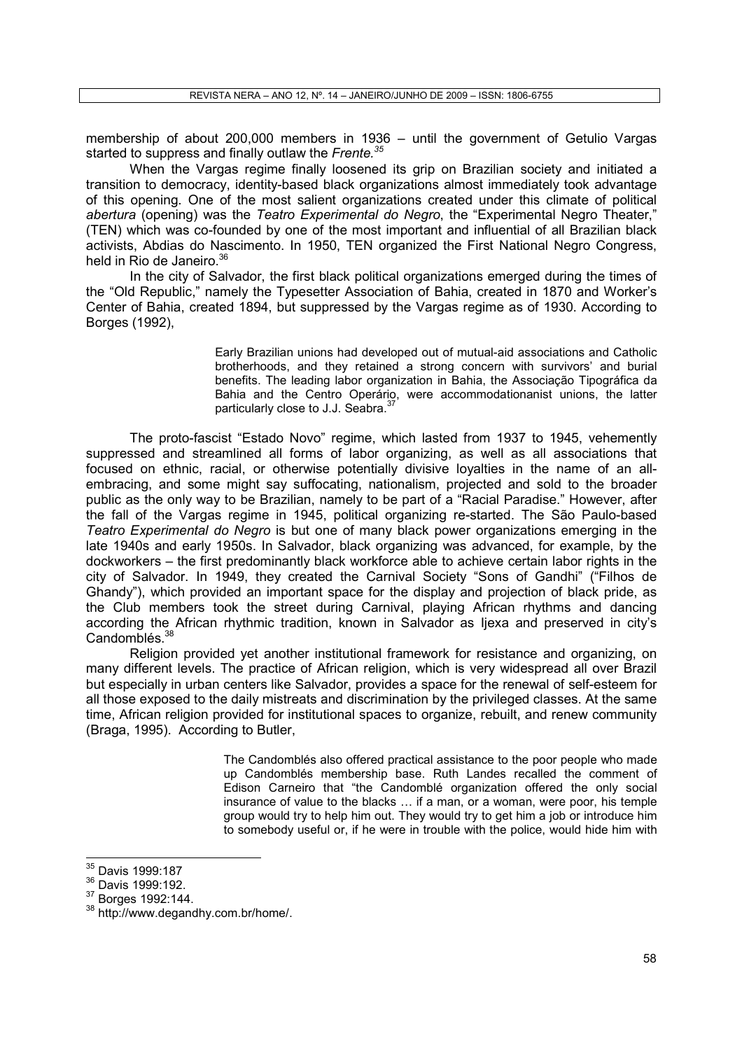membership of about 200,000 members in 1936 – until the government of Getulio Vargas started to suppress and finally outlaw the *Frente.*[35]

When the Vargas regime finally loosened its grip on Brazilian society and initiated a transition to democracy, identity-based black organizations almost immediately took advantage of this opening. One of the most salient organizations created under this climate of political *abertura* (opening) was the *Teatro Experimental do Negro*, the "Experimental Negro Theater," (TEN) which was co-founded by one of the most important and influential of all Brazilian black activists, Abdias do Nascimento. In 1950, TEN organized the First National Negro Congress, held in Rio de Janeiro.[36]

In the city of Salvador, the first black political organizations emerged during the times of the "Old Republic," namely the Typesetter Association of Bahia, created in 1870 and Worker's Center of Bahia, created 1894, but suppressed by the Vargas regime as of 1930. According to Borges (1992),

> Early Brazilian unions had developed out of mutual-aid associations and Catholic brotherhoods, and they retained a strong concern with survivors' and burial benefits. The leading labor organization in Bahia, the Associação Tipográfica da Bahia and the Centro Operário, were accommodationist unions, the latter particularly close to J.J. Seabra.[37]

The proto-fascist "Estado Novo" regime, which lasted from 1937 to 1945, vehemently suppressed and streamlined all forms of labor organizing, as well as all associations that focused on ethnic, racial, or otherwise potentially divisive loyalties in the name of an all-embracing, and some might say suffocating, nationalism, projected and sold to the broader public as the only way to be Brazilian, namely to be part of a "Racial Paradise." However, after the fall of the Vargas regime in 1945, political organizing re-started. The São Paulo-based *Teatro Experimental do Negro* is but one of many black power organizations emerging in the late 1940s and early 1950s. In Salvador, black organizing was advanced, for example, by the dockworkers – the first predominantly black workforce able to achieve certain labor rights in the city of Salvador. In 1949, they created the Carnival Society "Sons of Gandhi" ("Filhos de Ghandy"), which provided an important space for the display and projection of black pride, as the Club members took the street during Carnival, playing African rhythms and dancing according the African rhythmic tradition, known in Salvador as Ijexa and preserved in city's Candomblés.[38]

Religion provided yet another institutional framework for resistance and organizing, on many different levels. The practice of African religion, which is very widespread all over Brazil but especially in urban centers like Salvador, provides a space for the renewal of self-esteem for all those exposed to the daily mistreats and discrimination by the privileged classes. At the same time, African religion provided for institutional spaces to organize, rebuilt, and renew community (Braga, 1995). According to Butler,

> The Candomblés also offered practical assistance to the poor people who made up Candomblés membership base. Ruth Landes recalled the comment of Edison Carneiro that "the Candomblé organization offered the only social insurance of value to the blacks … if a man, or a woman, were poor, his temple group would try to help him out. They would try to get him a job or introduce him to somebody useful or, if he were in trouble with the police, would hide him with

---

[35] Davis 1999:187

[36] Davis 1999:192.

[37] Borges 1992:144.

[38] http://www.degandhy.com.br/home/.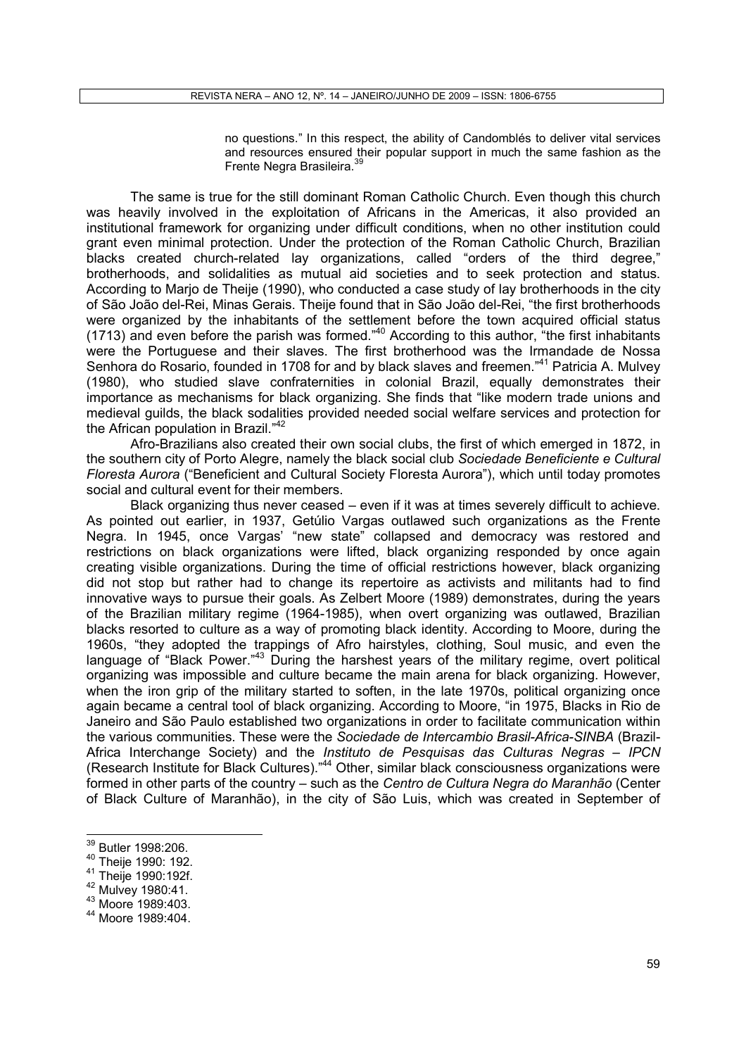no questions." In this respect, the ability of Candomblés to deliver vital services and resources ensured their popular support in much the same fashion as the Frente Negra Brasileira.[39]

The same is true for the still dominant Roman Catholic Church. Even though this church was heavily involved in the exploitation of Africans in the Americas, it also provided an institutional framework for organizing under difficult conditions, when no other institution could grant even minimal protection. Under the protection of the Roman Catholic Church, Brazilian blacks created church-related lay organizations, called "orders of the third degree," brotherhoods, and solidalities as mutual aid societies and to seek protection and status. According to Marjo de Theije (1990), who conducted a case study of lay brotherhoods in the city of São João del-Rei, Minas Gerais. Theije found that in São João del-Rei, "the first brotherhoods were organized by the inhabitants of the settlement before the town acquired official status (1713) and even before the parish was formed."[40] According to this author, "the first inhabitants were the Portuguese and their slaves. The first brotherhood was the Irmandade de Nossa Senhora do Rosario, founded in 1708 for and by black slaves and freemen."[41] Patricia A. Mulvey (1980), who studied slave confraternities in colonial Brazil, equally demonstrates their importance as mechanisms for black organizing. She finds that "like modern trade unions and medieval guilds, the black sodalities provided needed social welfare services and protection for the African population in Brazil."[42]

Afro-Brazilians also created their own social clubs, the first of which emerged in 1872, in the southern city of Porto Alegre, namely the black social club *Sociedade Beneficiente e Cultural Floresta Aurora* ("Beneficient and Cultural Society Floresta Aurora"), which until today promotes social and cultural event for their members.

Black organizing thus never ceased – even if it was at times severely difficult to achieve. As pointed out earlier, in 1937, Getúlio Vargas outlawed such organizations as the Frente Negra. In 1945, once Vargas' "new state" collapsed and democracy was restored and restrictions on black organizations were lifted, black organizing responded by once again creating visible organizations. During the time of official restrictions however, black organizing did not stop but rather had to change its repertoire as activists and militants had to find innovative ways to pursue their goals. As Zelbert Moore (1989) demonstrates, during the years of the Brazilian military regime (1964-1985), when overt organizing was outlawed, Brazilian blacks resorted to culture as a way of promoting black identity. According to Moore, during the 1960s, "they adopted the trappings of Afro hairstyles, clothing, Soul music, and even the language of "Black Power."[43] During the harshest years of the military regime, overt political organizing was impossible and culture became the main arena for black organizing. However, when the iron grip of the military started to soften, in the late 1970s, political organizing once again became a central tool of black organizing. According to Moore, "in 1975, Blacks in Rio de Janeiro and São Paulo established two organizations in order to facilitate communication within the various communities. These were the *Sociedade de Intercambio Brasil-Africa-SINBA* (Brazil-Africa Interchange Society) and the *Instituto de Pesquisas das Culturas Negras – IPCN* (Research Institute for Black Cultures)."[44] Other, similar black consciousness organizations were formed in other parts of the country – such as the *Centro de Cultura Negra do Maranhão* (Center of Black Culture of Maranhão), in the city of São Luis, which was created in September of

---

[39] Butler 1998:206.
[40] Theije 1990: 192.
[41] Theije 1990:192f.
[42] Mulvey 1980:41.
[43] Moore 1989:403.
[44] Moore 1989:404.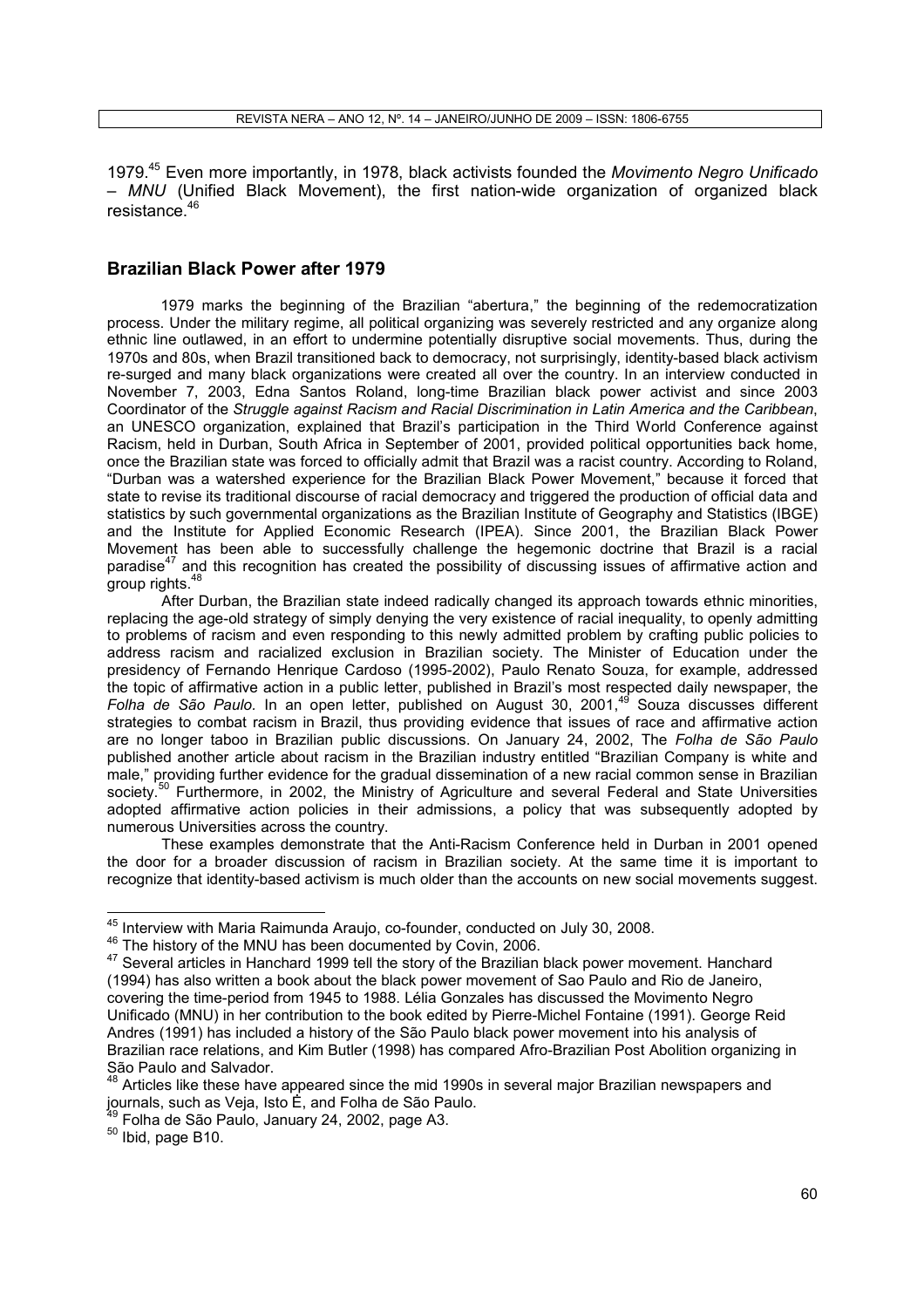1979.[45] Even more importantly, in 1978, black activists founded the *Movimento Negro Unificado – MNU* (Unified Black Movement), the first nation-wide organization of organized black resistance.[46]

## Brazilian Black Power after 1979

1979 marks the beginning of the Brazilian "abertura," the beginning of the redemocratization process. Under the military regime, all political organizing was severely restricted and any organize along ethnic line outlawed, in an effort to undermine potentially disruptive social movements. Thus, during the 1970s and 80s, when Brazil transitioned back to democracy, not surprisingly, identity-based black activism re-surged and many black organizations were created all over the country. In an interview conducted in November 7, 2003, Edna Santos Roland, long-time Brazilian black power activist and since 2003 Coordinator of the *Struggle against Racism and Racial Discrimination in Latin America and the Caribbean*, an UNESCO organization, explained that Brazil's participation in the Third World Conference against Racism, held in Durban, South Africa in September of 2001, provided political opportunities back home, once the Brazilian state was forced to officially admit that Brazil was a racist country. According to Roland, "Durban was a watershed experience for the Brazilian Black Power Movement," because it forced that state to revise its traditional discourse of racial democracy and triggered the production of official data and statistics by such governmental organizations as the Brazilian Institute of Geography and Statistics (IBGE) and the Institute for Applied Economic Research (IPEA). Since 2001, the Brazilian Black Power Movement has been able to successfully challenge the hegemonic doctrine that Brazil is a racial paradise[47] and this recognition has created the possibility of discussing issues of affirmative action and group rights.[48]

After Durban, the Brazilian state indeed radically changed its approach towards ethnic minorities, replacing the age-old strategy of simply denying the very existence of racial inequality, to openly admitting to problems of racism and even responding to this newly admitted problem by crafting public policies to address racism and racialized exclusion in Brazilian society. The Minister of Education under the presidency of Fernando Henrique Cardoso (1995-2002), Paulo Renato Souza, for example, addressed the topic of affirmative action in a public letter, published in Brazil's most respected daily newspaper, the *Folha de São Paulo*. In an open letter, published on August 30, 2001,[49] Souza discusses different strategies to combat racism in Brazil, thus providing evidence that issues of race and affirmative action are no longer taboo in Brazilian public discussions. On January 24, 2002, The *Folha de São Paulo* published another article about racism in the Brazilian industry entitled "Brazilian Company is white and male," providing further evidence for the gradual dissemination of a new racial common sense in Brazilian society.[50] Furthermore, in 2002, the Ministry of Agriculture and several Federal and State Universities adopted affirmative action policies in their admissions, a policy that was subsequently adopted by numerous Universities across the country.

These examples demonstrate that the Anti-Racism Conference held in Durban in 2001 opened the door for a broader discussion of racism in Brazilian society. At the same time it is important to recognize that identity-based activism is much older than the accounts on new social movements suggest.

---

[45] Interview with Maria Raimunda Araujo, co-founder, conducted on July 30, 2008.

[46] The history of the MNU has been documented by Covin, 2006.

[47] Several articles in Hanchard 1999 tell the story of the Brazilian black power movement. Hanchard (1994) has also written a book about the black power movement of Sao Paulo and Rio de Janeiro, covering the time-period from 1945 to 1988. Lélia Gonzales has discussed the Movimento Negro Unificado (MNU) in her contribution to the book edited by Pierre-Michel Fontaine (1991). George Reid Andres (1991) has included a history of the São Paulo black power movement into his analysis of Brazilian race relations, and Kim Butler (1998) has compared Afro-Brazilian Post Abolition organizing in São Paulo and Salvador.

[48] Articles like these have appeared since the mid 1990s in several major Brazilian newspapers and journals, such as Veja, Isto É, and Folha de São Paulo.

[49] Folha de São Paulo, January 24, 2002, page A3.

[50] Ibid, page B10.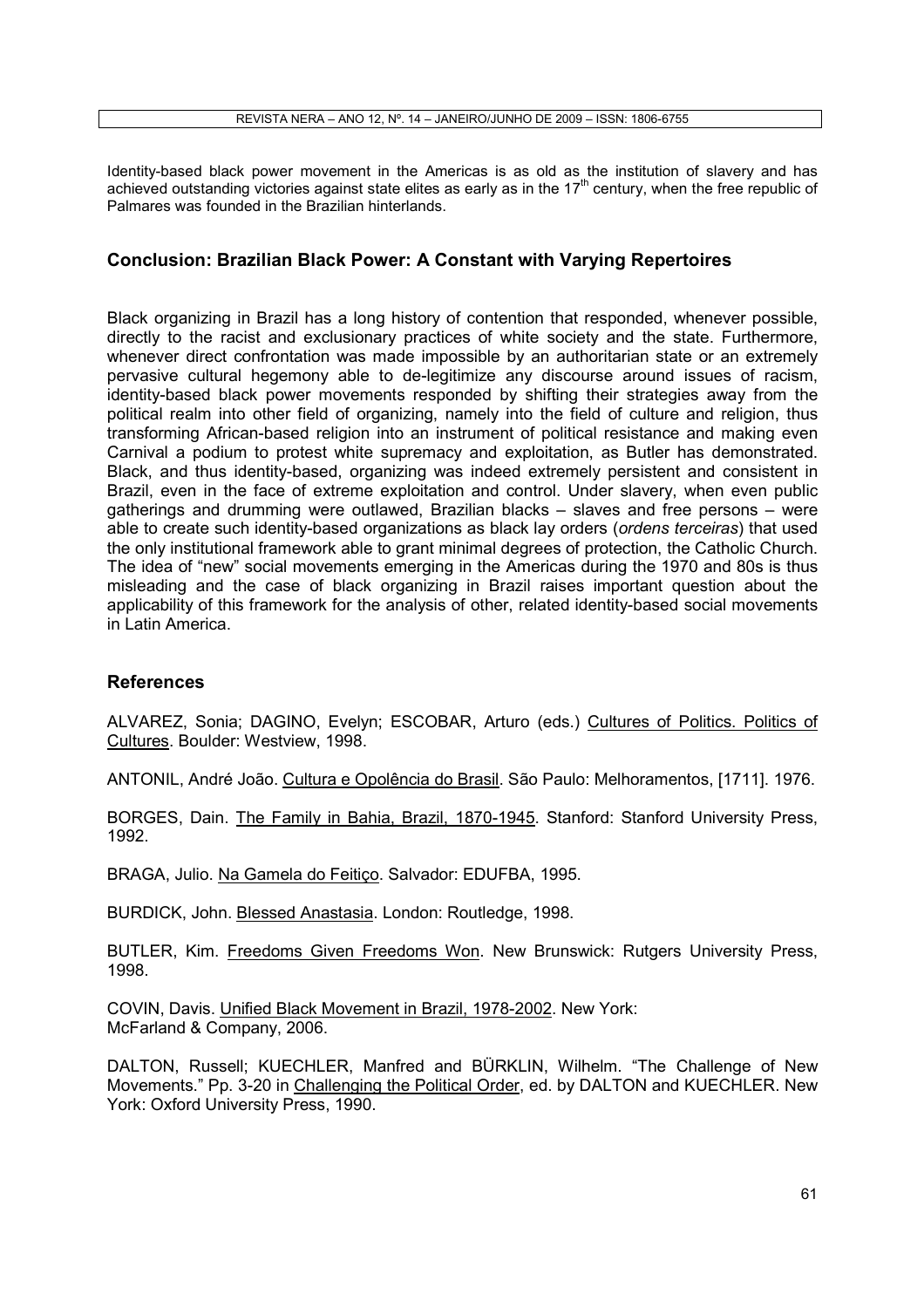Identity-based black power movement in the Americas is as old as the institution of slavery and has achieved outstanding victories against state elites as early as in the 17th century, when the free republic of Palmares was founded in the Brazilian hinterlands.

## Conclusion: Brazilian Black Power: A Constant with Varying Repertoires

Black organizing in Brazil has a long history of contention that responded, whenever possible, directly to the racist and exclusionary practices of white society and the state. Furthermore, whenever direct confrontation was made impossible by an authoritarian state or an extremely pervasive cultural hegemony able to de-legitimize any discourse around issues of racism, identity-based black power movements responded by shifting their strategies away from the political realm into other field of organizing, namely into the field of culture and religion, thus transforming African-based religion into an instrument of political resistance and making even Carnival a podium to protest white supremacy and exploitation, as Butler has demonstrated. Black, and thus identity-based, organizing was indeed extremely persistent and consistent in Brazil, even in the face of extreme exploitation and control. Under slavery, when even public gatherings and drumming were outlawed, Brazilian blacks – slaves and free persons – were able to create such identity-based organizations as black lay orders (*ordens terceiras*) that used the only institutional framework able to grant minimal degrees of protection, the Catholic Church. The idea of "new" social movements emerging in the Americas during the 1970 and 80s is thus misleading and the case of black organizing in Brazil raises important question about the applicability of this framework for the analysis of other, related identity-based social movements in Latin America.

## References

ALVAREZ, Sonia; DAGINO, Evelyn; ESCOBAR, Arturo (eds.) Cultures of Politics. Politics of Cultures. Boulder: Westview, 1998.

ANTONIL, André João. Cultura e Opolência do Brasil. São Paulo: Melhoramentos, [1711]. 1976.

BORGES, Dain. The Family in Bahia, Brazil, 1870-1945. Stanford: Stanford University Press, 1992.

BRAGA, Julio. Na Gamela do Feitiço. Salvador: EDUFBA, 1995.

BURDICK, John. Blessed Anastasia. London: Routledge, 1998.

BUTLER, Kim. Freedoms Given Freedoms Won. New Brunswick: Rutgers University Press, 1998.

COVIN, Davis. Unified Black Movement in Brazil, 1978-2002. New York: McFarland & Company, 2006.

DALTON, Russell; KUECHLER, Manfred and BÜRKLIN, Wilhelm. "The Challenge of New Movements." Pp. 3-20 in Challenging the Political Order, ed. by DALTON and KUECHLER. New York: Oxford University Press, 1990.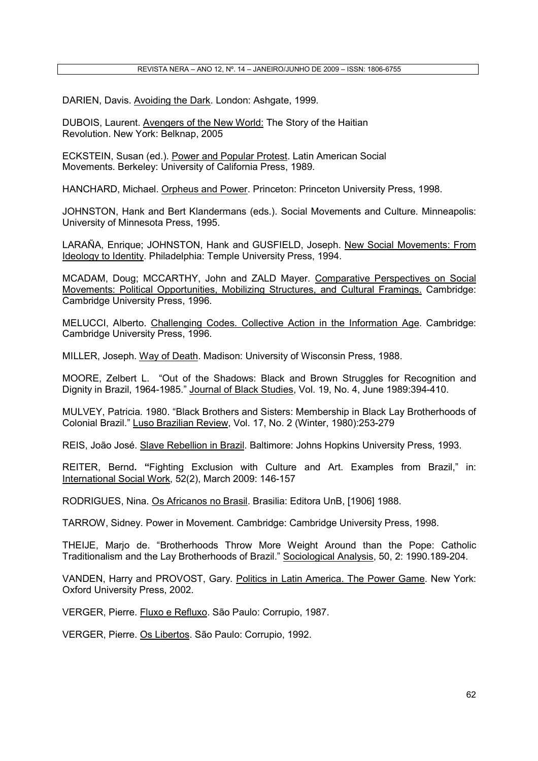DARIEN, Davis. Avoiding the Dark. London: Ashgate, 1999.

DUBOIS, Laurent. Avengers of the New World: The Story of the Haitian Revolution. New York: Belknap, 2005

ECKSTEIN, Susan (ed.). Power and Popular Protest. Latin American Social Movements. Berkeley: University of California Press, 1989.

HANCHARD, Michael. Orpheus and Power. Princeton: Princeton University Press, 1998.

JOHNSTON, Hank and Bert Klandermans (eds.). Social Movements and Culture. Minneapolis: University of Minnesota Press, 1995.

LARAÑA, Enrique; JOHNSTON, Hank and GUSFIELD, Joseph. New Social Movements: From Ideology to Identity. Philadelphia: Temple University Press, 1994.

MCADAM, Doug; MCCARTHY, John and ZALD Mayer. Comparative Perspectives on Social Movements: Political Opportunities, Mobilizing Structures, and Cultural Framings. Cambridge: Cambridge University Press, 1996.

MELUCCI, Alberto. Challenging Codes. Collective Action in the Information Age. Cambridge: Cambridge University Press, 1996.

MILLER, Joseph. Way of Death. Madison: University of Wisconsin Press, 1988.

MOORE, Zelbert L. "Out of the Shadows: Black and Brown Struggles for Recognition and Dignity in Brazil, 1964-1985." Journal of Black Studies, Vol. 19, No. 4, June 1989:394-410.

MULVEY, Patricia. 1980. "Black Brothers and Sisters: Membership in Black Lay Brotherhoods of Colonial Brazil." Luso Brazilian Review, Vol. 17, No. 2 (Winter, 1980):253-279

REIS, João José. Slave Rebellion in Brazil. Baltimore: Johns Hopkins University Press, 1993.

REITER, Bernd**.** **"**Fighting Exclusion with Culture and Art. Examples from Brazil," in: International Social Work, 52(2), March 2009: 146-157

RODRIGUES, Nina. Os Africanos no Brasil. Brasilia: Editora UnB, [1906] 1988.

TARROW, Sidney. Power in Movement. Cambridge: Cambridge University Press, 1998.

THEIJE, Marjo de. "Brotherhoods Throw More Weight Around than the Pope: Catholic Traditionalism and the Lay Brotherhoods of Brazil." Sociological Analysis, 50, 2: 1990.189-204.

VANDEN, Harry and PROVOST, Gary. Politics in Latin America. The Power Game. New York: Oxford University Press, 2002.

VERGER, Pierre. Fluxo e Refluxo. São Paulo: Corrupio, 1987.

VERGER, Pierre. Os Libertos. São Paulo: Corrupio, 1992.